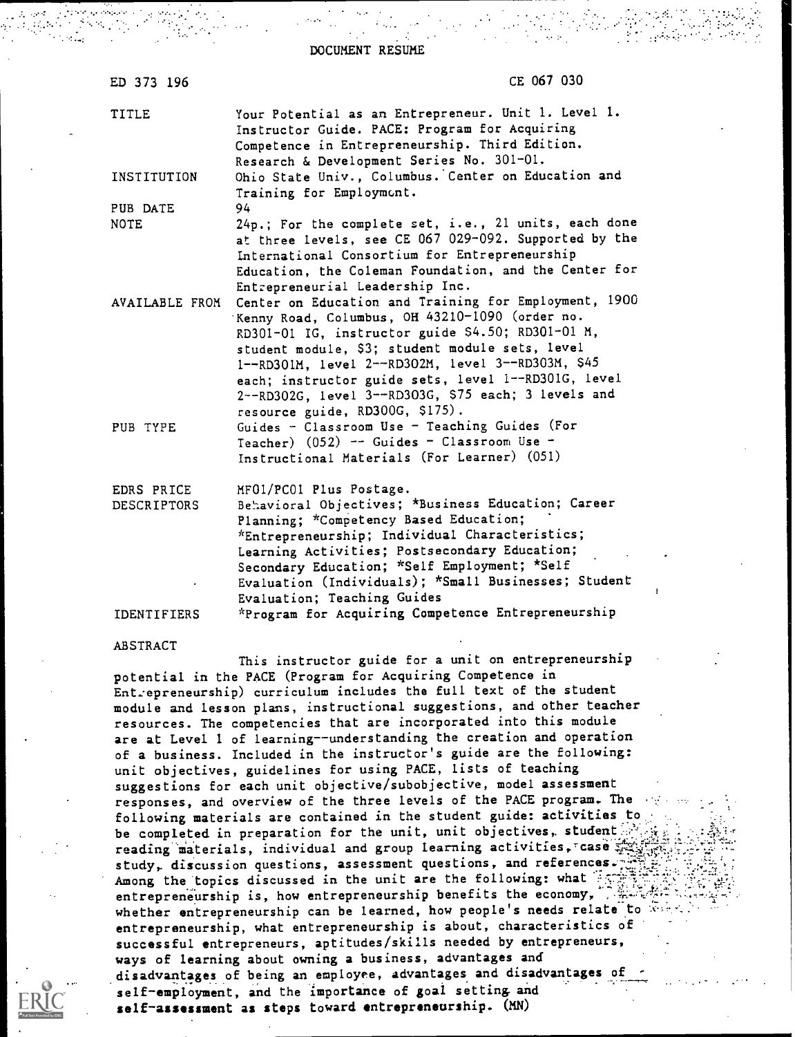DOCUMENT RESUME

| | |
|---|---|
| ED 373 196 | CE 067 030 |
| TITLE | Your Potential as an Entrepreneur. Unit 1. Level 1. Instructor Guide. PACE: Program for Acquiring Competence in Entrepreneurship. Third Edition. Research & Development Series No. 301-01. |
| INSTITUTION | Ohio State Univ., Columbus. Center on Education and Training for Employment. |
| PUB DATE | 94 |
| NOTE | 24p.; For the complete set, i.e., 21 units, each done at three levels, see CE 067 029-092. Supported by the International Consortium for Entrepreneurship Education, the Coleman Foundation, and the Center for Entrepreneurial Leadership Inc. |
| AVAILABLE FROM | Center on Education and Training for Employment, 1900 Kenny Road, Columbus, OH 43210-1090 (order no. RD301-01 IG, instructor guide $4.50; RD301-01 M, student module, $3; student module sets, level 1--RD301M, level 2--RD302M, level 3--RD303M, $45 each; instructor guide sets, level 1--RD301G, level 2--RD302G, level 3--RD303G, $75 each; 3 levels and resource guide, RD300G, $175). |
| PUB TYPE | Guides - Classroom Use - Teaching Guides (For Teacher) (052) -- Guides - Classroom Use - Instructional Materials (For Learner) (051) |
| EDRS PRICE | MF01/PC01 Plus Postage. |
| DESCRIPTORS | Behavioral Objectives; *Business Education; Career Planning; *Competency Based Education; *Entrepreneurship; Individual Characteristics; Learning Activities; Postsecondary Education; Secondary Education; *Self Employment; *Self Evaluation (Individuals); *Small Businesses; Student Evaluation; Teaching Guides |
| IDENTIFIERS | *Program for Acquiring Competence Entrepreneurship |

ABSTRACT

This instructor guide for a unit on entrepreneurship potential in the PACE (Program for Acquiring Competence in Entrepreneurship) curriculum includes the full text of the student module and lesson plans, instructional suggestions, and other teacher resources. The competencies that are incorporated into this module are at Level 1 of learning--understanding the creation and operation of a business. Included in the instructor's guide are the following: unit objectives, guidelines for using PACE, lists of teaching suggestions for each unit objective/subobjective, model assessment responses, and overview of the three levels of the PACE program. The following materials are contained in the student guide: activities to be completed in preparation for the unit, unit objectives, student reading materials, individual and group learning activities, case study, discussion questions, assessment questions, and references. Among the topics discussed in the unit are the following: what entrepreneurship is, how entrepreneurship benefits the economy, whether entrepreneurship can be learned, how people's needs relate to entrepreneurship, what entrepreneurship is about, characteristics of successful entrepreneurs, aptitudes/skills needed by entrepreneurs, ways of learning about owning a business, advantages and disadvantages of being an employee, advantages and disadvantages of self-employment, and the importance of goal setting and self-assessment as steps toward entrepreneurship. (MN)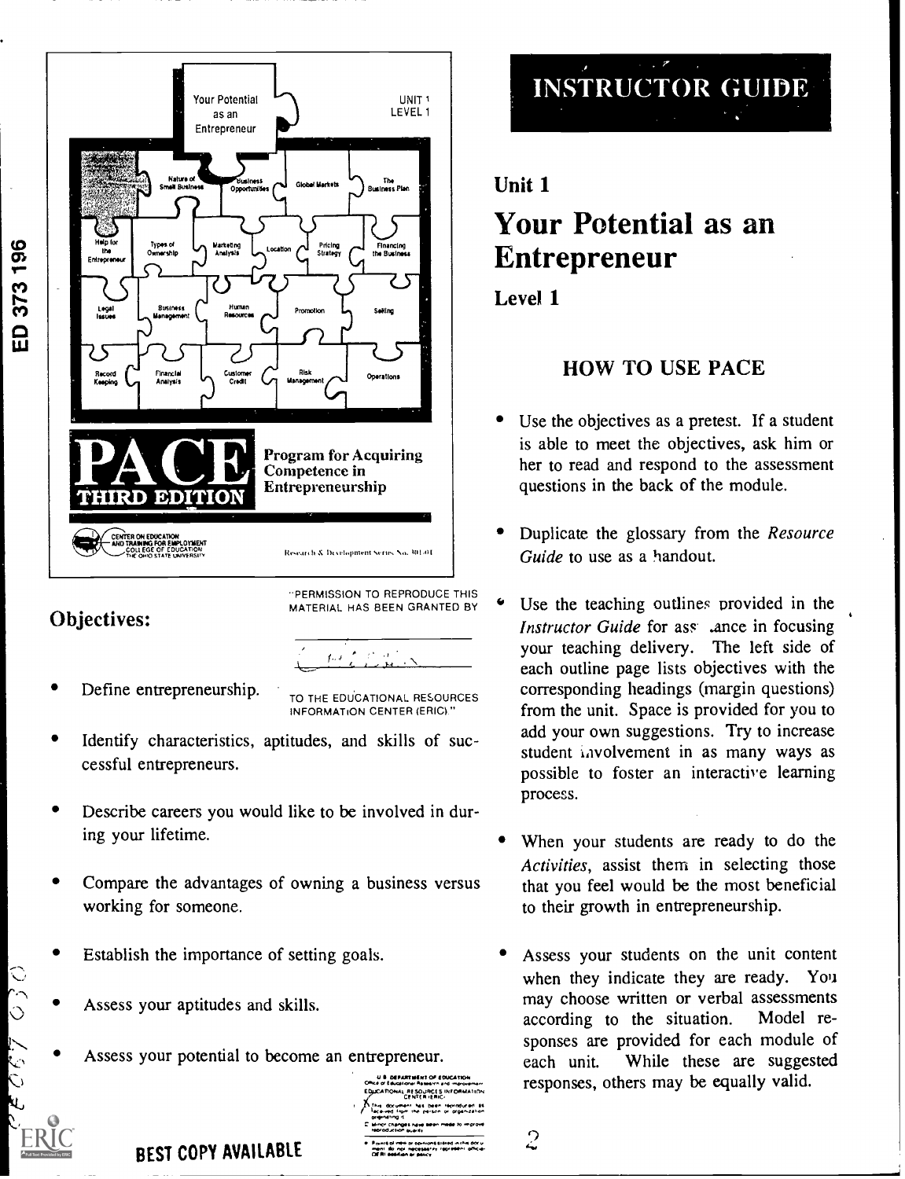Your Potential as an Entrepreneur

UNIT 1
LEVEL 1

Nature of Small Business | Business Opportunities | Global Markets | The Business Plan

Help for the Entrepreneur | Types of Ownership | Marketing Analysis | Location | Pricing Strategy | Financing the Business

Legal Issues | Business Management | Human Resources | Promotion | Selling

Record Keeping | Financial Analysis | Customer Credit | Risk Management | Operations

**PACE** THIRD EDITION

**Program for Acquiring Competence in Entrepreneurship**

CENTER ON EDUCATION AND TRAINING FOR EMPLOYMENT
COLLEGE OF EDUCATION
THE OHIO STATE UNIVERSITY

Research & Development Series No. 301-01

## Objectives:

- Define entrepreneurship.
- Identify characteristics, aptitudes, and skills of successful entrepreneurs.
- Describe careers you would like to be involved in during your lifetime.
- Compare the advantages of owning a business versus working for someone.
- Establish the importance of setting goals.
- Assess your aptitudes and skills.
- Assess your potential to become an entrepreneur.

"PERMISSION TO REPRODUCE THIS MATERIAL HAS BEEN GRANTED BY

TO THE EDUCATIONAL RESOURCES INFORMATION CENTER (ERIC)."

BEST COPY AVAILABLE

# INSTRUCTOR GUIDE

## Unit 1

# Your Potential as an Entrepreneur

**Level 1**

### HOW TO USE PACE

- Use the objectives as a pretest. If a student is able to meet the objectives, ask him or her to read and respond to the assessment questions in the back of the module.
- Duplicate the glossary from the *Resource Guide* to use as a handout.
- Use the teaching outlines provided in the *Instructor Guide* for assistance in focusing your teaching delivery. The left side of each outline page lists objectives with the corresponding headings (margin questions) from the unit. Space is provided for you to add your own suggestions. Try to increase student involvement in as many ways as possible to foster an interactive learning process.
- When your students are ready to do the *Activities*, assist them in selecting those that you feel would be the most beneficial to their growth in entrepreneurship.
- Assess your students on the unit content when they indicate they are ready. You may choose written or verbal assessments according to the situation. Model responses are provided for each module of each unit. While these are suggested responses, others may be equally valid.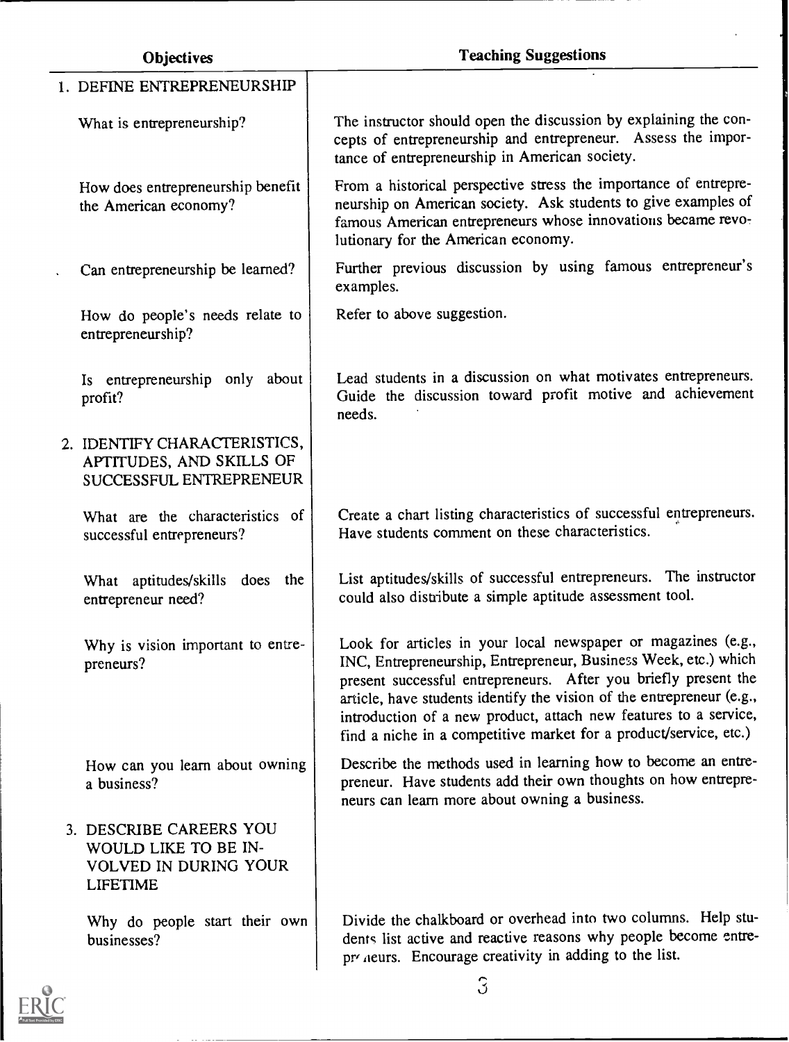| Objectives | Teaching Suggestions |
| --- | --- |
| 1. DEFINE ENTREPRENEURSHIP | |
| What is entrepreneurship? | The instructor should open the discussion by explaining the concepts of entrepreneurship and entrepreneur. Assess the importance of entrepreneurship in American society. |
| How does entrepreneurship benefit the American economy? | From a historical perspective stress the importance of entrepreneurship on American society. Ask students to give examples of famous American entrepreneurs whose innovations became revolutionary for the American economy. |
| Can entrepreneurship be learned? | Further previous discussion by using famous entrepreneur's examples. |
| How do people's needs relate to entrepreneurship? | Refer to above suggestion. |
| Is entrepreneurship only about profit? | Lead students in a discussion on what motivates entrepreneurs. Guide the discussion toward profit motive and achievement needs. |
| 2. IDENTIFY CHARACTERISTICS, APTITUDES, AND SKILLS OF SUCCESSFUL ENTREPRENEUR | |
| What are the characteristics of successful entrepreneurs? | Create a chart listing characteristics of successful entrepreneurs. Have students comment on these characteristics. |
| What aptitudes/skills does the entrepreneur need? | List aptitudes/skills of successful entrepreneurs. The instructor could also distribute a simple aptitude assessment tool. |
| Why is vision important to entrepreneurs? | Look for articles in your local newspaper or magazines (e.g., INC, Entrepreneurship, Entrepreneur, Business Week, etc.) which present successful entrepreneurs. After you briefly present the article, have students identify the vision of the entrepreneur (e.g., introduction of a new product, attach new features to a service, find a niche in a competitive market for a product/service, etc.) |
| How can you learn about owning a business? | Describe the methods used in learning how to become an entrepreneur. Have students add their own thoughts on how entrepreneurs can learn more about owning a business. |
| 3. DESCRIBE CAREERS YOU WOULD LIKE TO BE INVOLVED IN DURING YOUR LIFETIME | |
| Why do people start their own businesses? | Divide the chalkboard or overhead into two columns. Help students list active and reactive reasons why people become entrepreneurs. Encourage creativity in adding to the list. |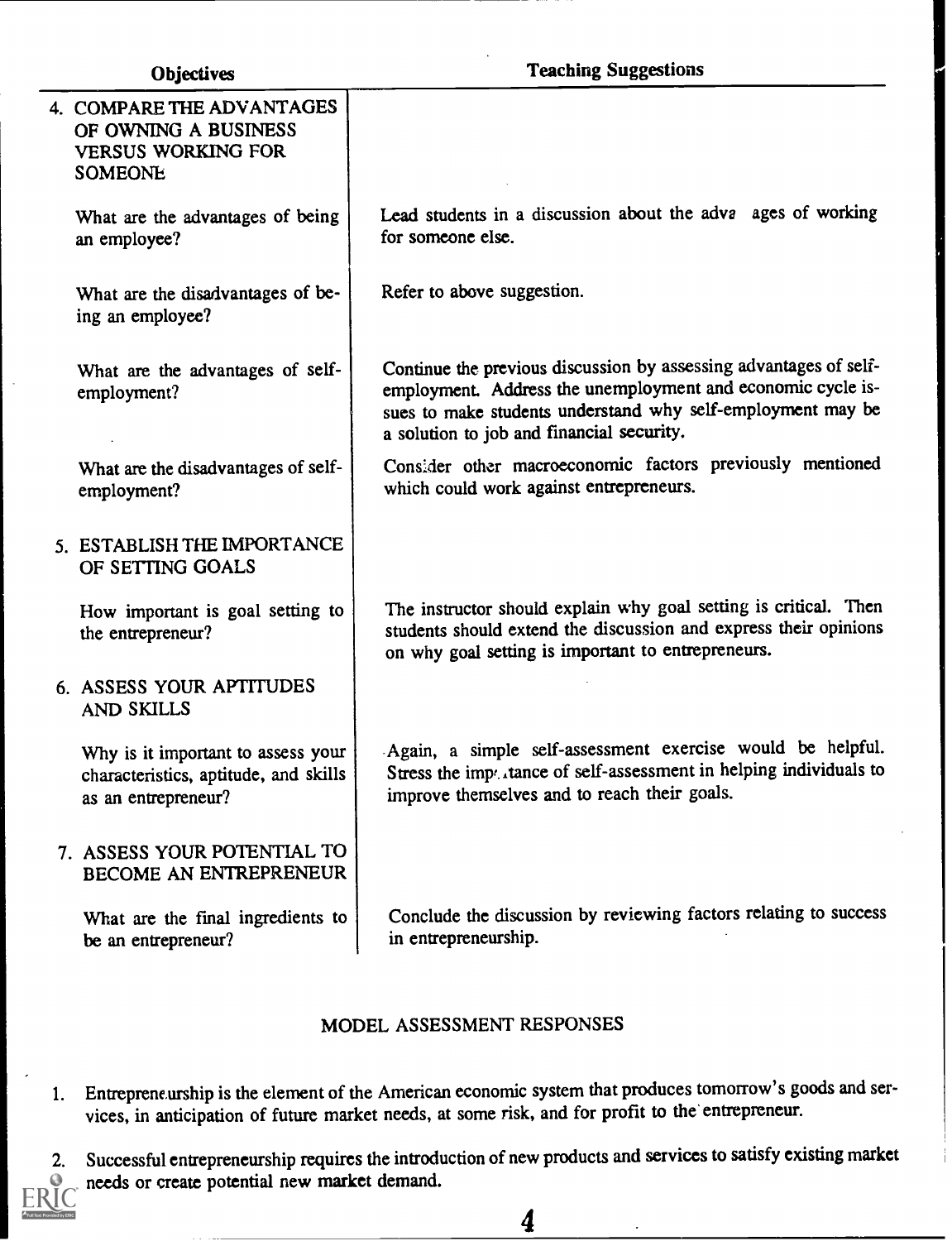| Objectives | Teaching Suggestions |
|---|---|
| 4. COMPARE THE ADVANTAGES OF OWNING A BUSINESS VERSUS WORKING FOR SOMEONE | |
| What are the advantages of being an employee? | Lead students in a discussion about the adva ages of working for someone else. |
| What are the disadvantages of being an employee? | Refer to above suggestion. |
| What are the advantages of self-employment? | Continue the previous discussion by assessing advantages of self-employment. Address the unemployment and economic cycle issues to make students understand why self-employment may be a solution to job and financial security. |
| What are the disadvantages of self-employment? | Consider other macroeconomic factors previously mentioned which could work against entrepreneurs. |
| 5. ESTABLISH THE IMPORTANCE OF SETTING GOALS | |
| How important is goal setting to the entrepreneur? | The instructor should explain why goal setting is critical. Then students should extend the discussion and express their opinions on why goal setting is important to entrepreneurs. |
| 6. ASSESS YOUR APTITUDES AND SKILLS | |
| Why is it important to assess your characteristics, aptitude, and skills as an entrepreneur? | Again, a simple self-assessment exercise would be helpful. Stress the importance of self-assessment in helping individuals to improve themselves and to reach their goals. |
| 7. ASSESS YOUR POTENTIAL TO BECOME AN ENTREPRENEUR | |
| What are the final ingredients to be an entrepreneur? | Conclude the discussion by reviewing factors relating to success in entrepreneurship. |

## MODEL ASSESSMENT RESPONSES

1. Entrepreneurship is the element of the American economic system that produces tomorrow's goods and services, in anticipation of future market needs, at some risk, and for profit to the entrepreneur.

2. Successful entrepreneurship requires the introduction of new products and services to satisfy existing market needs or create potential new market demand.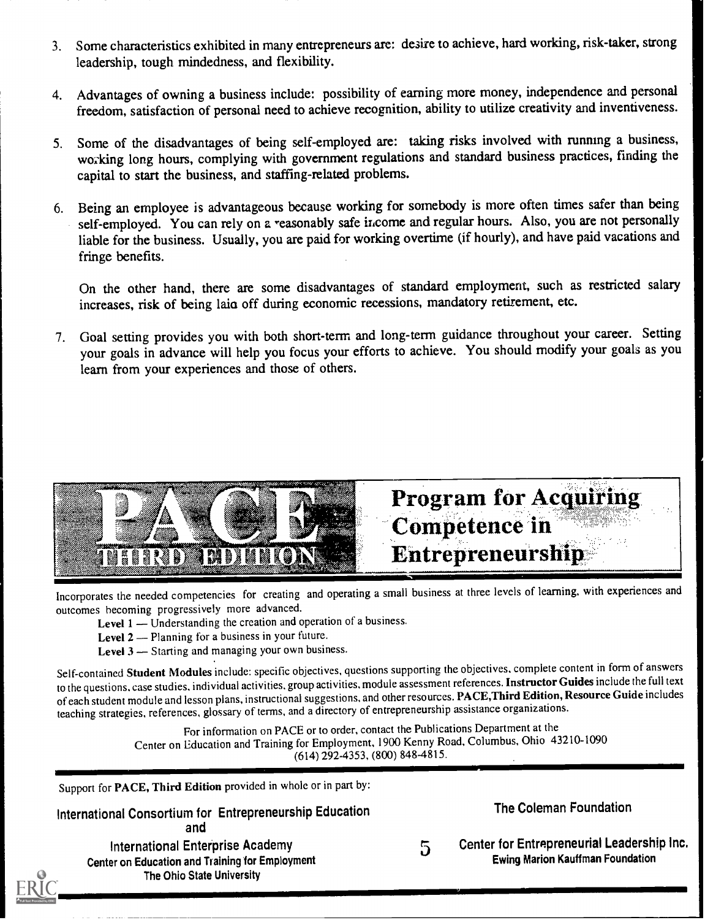3. Some characteristics exhibited in many entrepreneurs are: desire to achieve, hard working, risk-taker, strong leadership, tough mindedness, and flexibility.

4. Advantages of owning a business include: possibility of earning more money, independence and personal freedom, satisfaction of personal need to achieve recognition, ability to utilize creativity and inventiveness.

5. Some of the disadvantages of being self-employed are: taking risks involved with running a business, working long hours, complying with government regulations and standard business practices, finding the capital to start the business, and staffing-related problems.

6. Being an employee is advantageous because working for somebody is more often times safer than being self-employed. You can rely on a reasonably safe income and regular hours. Also, you are not personally liable for the business. Usually, you are paid for working overtime (if hourly), and have paid vacations and fringe benefits.

   On the other hand, there are some disadvantages of standard employment, such as restricted salary increases, risk of being laid off during economic recessions, mandatory retirement, etc.

7. Goal setting provides you with both short-term and long-term guidance throughout your career. Setting your goals in advance will help you focus your efforts to achieve. You should modify your goals as you learn from your experiences and those of others.

# PACE THIRD EDITION — Program for Acquiring Competence in Entrepreneurship

Incorporates the needed competencies for creating and operating a small business at three levels of learning, with experiences and outcomes becoming progressively more advanced.

- **Level 1** — Understanding the creation and operation of a business.
- **Level 2** — Planning for a business in your future.
- **Level 3** — Starting and managing your own business.

Self-contained **Student Modules** include: specific objectives, questions supporting the objectives, complete content in form of answers to the questions, case studies, individual activities, group activities, module assessment references. **Instructor Guides** include the full text of each student module and lesson plans, instructional suggestions, and other resources. **PACE, Third Edition, Resource Guide** includes teaching strategies, references, glossary of terms, and a directory of entrepreneurship assistance organizations.

For information on PACE or to order, contact the Publications Department at the
Center on Education and Training for Employment, 1900 Kenny Road, Columbus, Ohio 43210-1090
(614) 292-4353, (800) 848-4815.

Support for **PACE, Third Edition** provided in whole or in part by:

International Consortium for Entrepreneurship Education
and
International Enterprise Academy
Center on Education and Training for Employment
The Ohio State University

The Coleman Foundation

Center for Entrepreneurial Leadership Inc.
Ewing Marion Kauffman Foundation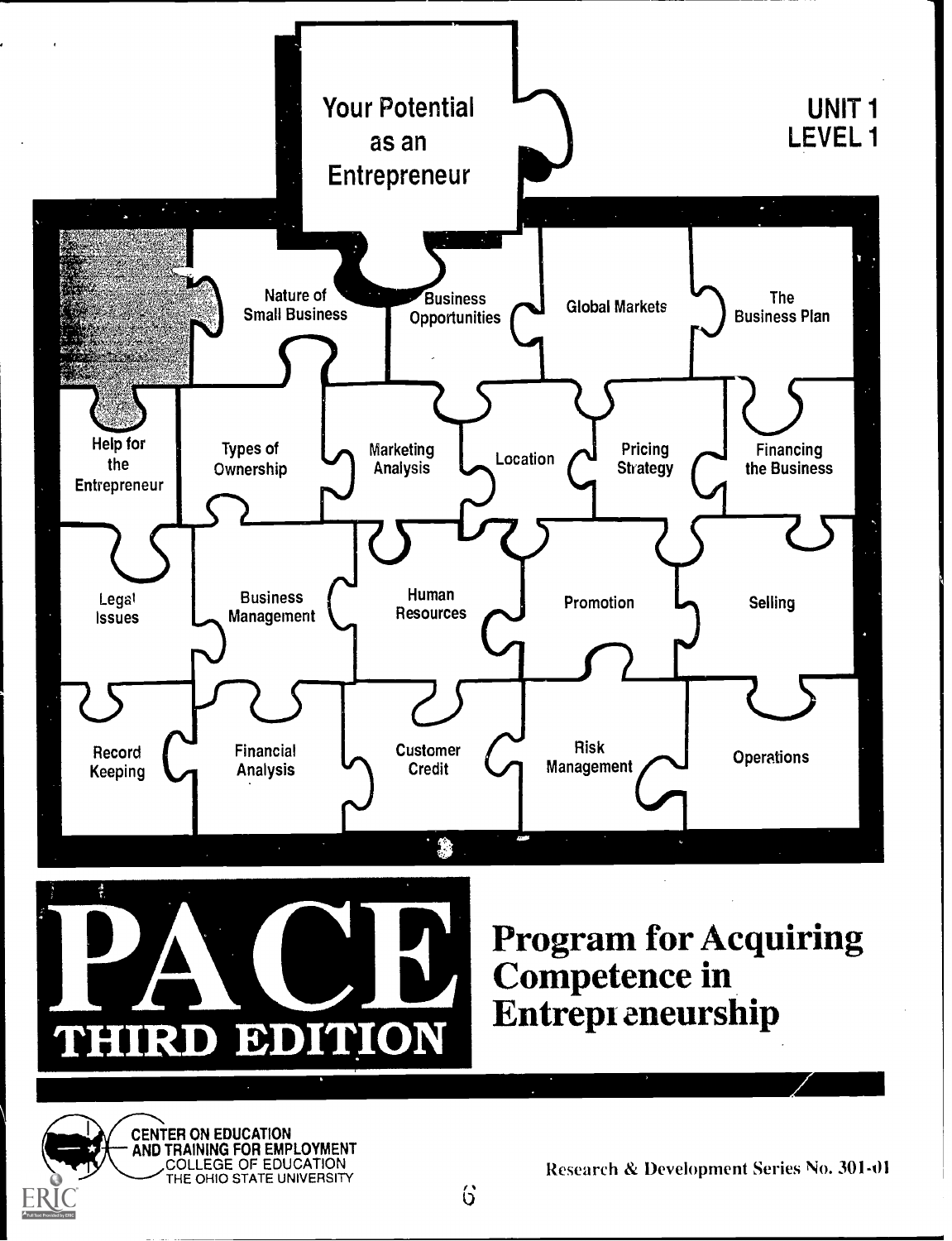# Your Potential as an Entrepreneur

UNIT 1
LEVEL 1

Nature of Small Business

Business Opportunities

Global Markets

The Business Plan

Help for the Entrepreneur

Types of Ownership

Marketing Analysis

Location

Pricing Strategy

Financing the Business

Legal Issues

Business Management

Human Resources

Promotion

Selling

Record Keeping

Financial Analysis

Customer Credit

Risk Management

Operations

# PACE

## THIRD EDITION

## Program for Acquiring Competence in Entrepreneurship

CENTER ON EDUCATION AND TRAINING FOR EMPLOYMENT
COLLEGE OF EDUCATION
THE OHIO STATE UNIVERSITY

Research & Development Series No. 301-01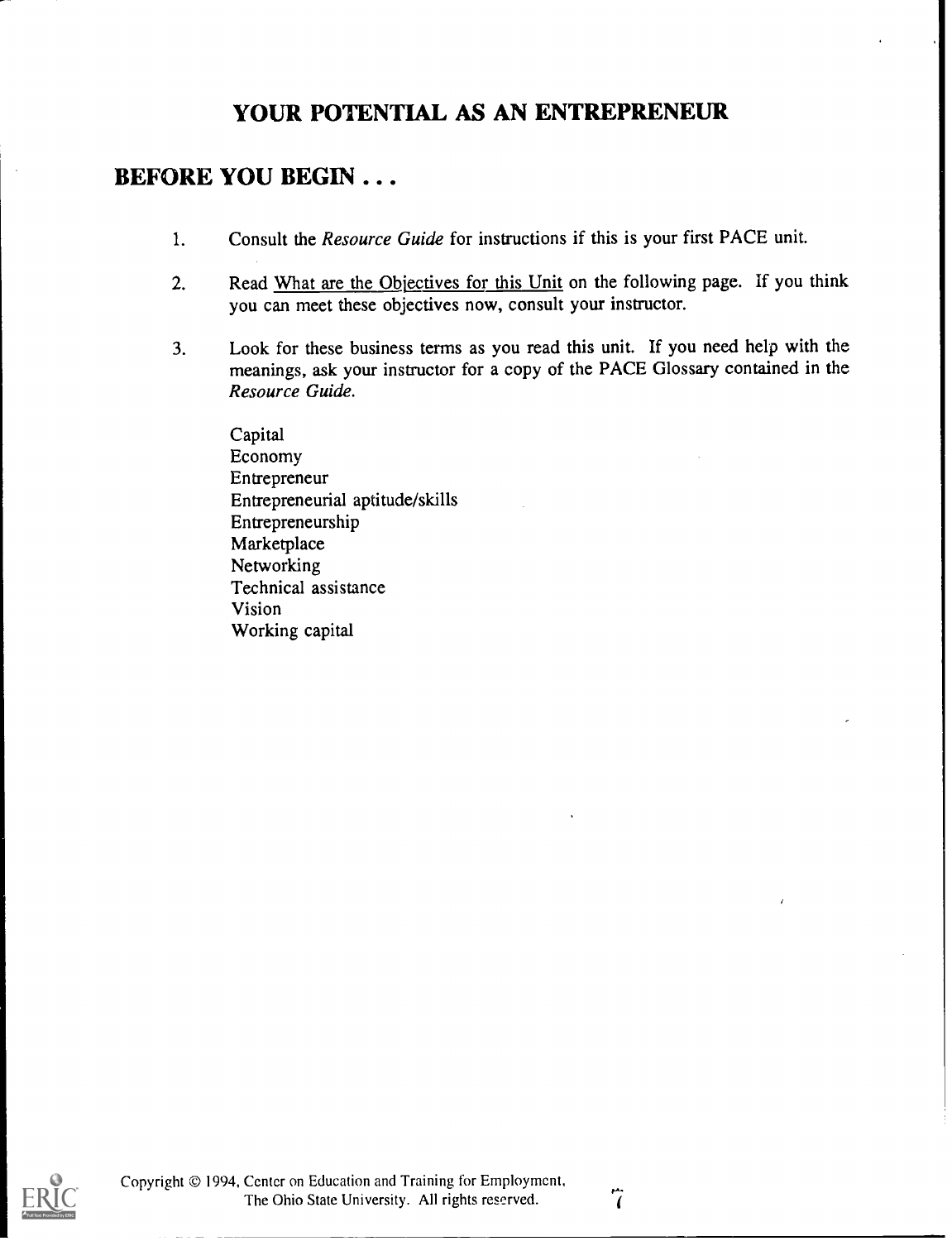# YOUR POTENTIAL AS AN ENTREPRENEUR

## BEFORE YOU BEGIN . . .

1. Consult the *Resource Guide* for instructions if this is your first PACE unit.

2. Read What are the Objectives for this Unit on the following page. If you think you can meet these objectives now, consult your instructor.

3. Look for these business terms as you read this unit. If you need help with the meanings, ask your instructor for a copy of the PACE Glossary contained in the *Resource Guide.*

   Capital
   Economy
   Entrepreneur
   Entrepreneurial aptitude/skills
   Entrepreneurship
   Marketplace
   Networking
   Technical assistance
   Vision
   Working capital

Copyright © 1994, Center on Education and Training for Employment, The Ohio State University. All rights reserved.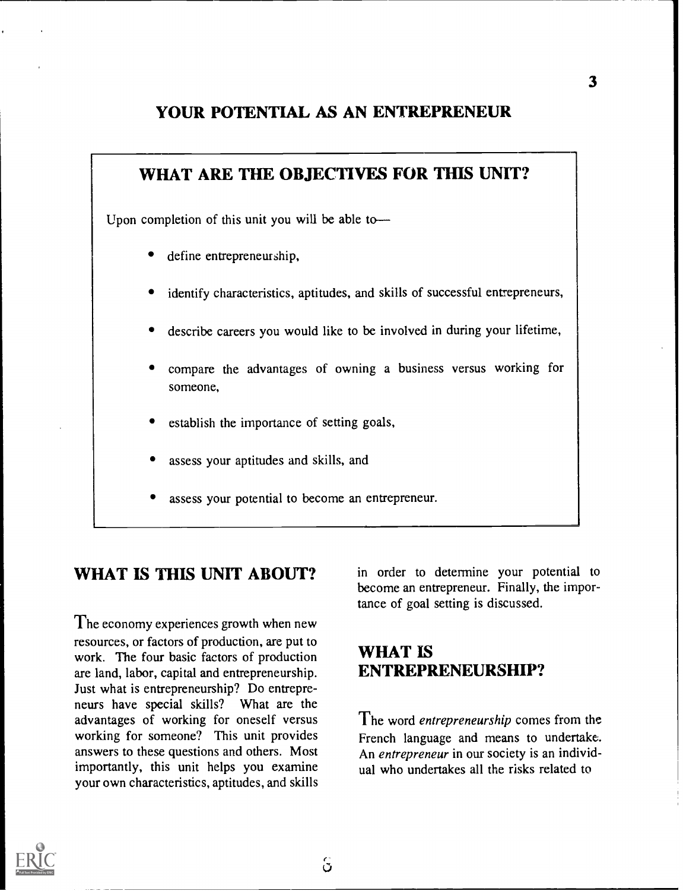# YOUR POTENTIAL AS AN ENTREPRENEUR

## WHAT ARE THE OBJECTIVES FOR THIS UNIT?

Upon completion of this unit you will be able to—

- define entrepreneurship,
- identify characteristics, aptitudes, and skills of successful entrepreneurs,
- describe careers you would like to be involved in during your lifetime,
- compare the advantages of owning a business versus working for someone,
- establish the importance of setting goals,
- assess your aptitudes and skills, and
- assess your potential to become an entrepreneur.

## WHAT IS THIS UNIT ABOUT?

The economy experiences growth when new resources, or factors of production, are put to work. The four basic factors of production are land, labor, capital and entrepreneurship. Just what is entrepreneurship? Do entrepreneurs have special skills? What are the advantages of working for oneself versus working for someone? This unit provides answers to these questions and others. Most importantly, this unit helps you examine your own characteristics, aptitudes, and skills in order to determine your potential to become an entrepreneur. Finally, the importance of goal setting is discussed.

## WHAT IS ENTREPRENEURSHIP?

The word *entrepreneurship* comes from the French language and means to undertake. An *entrepreneur* in our society is an individual who undertakes all the risks related to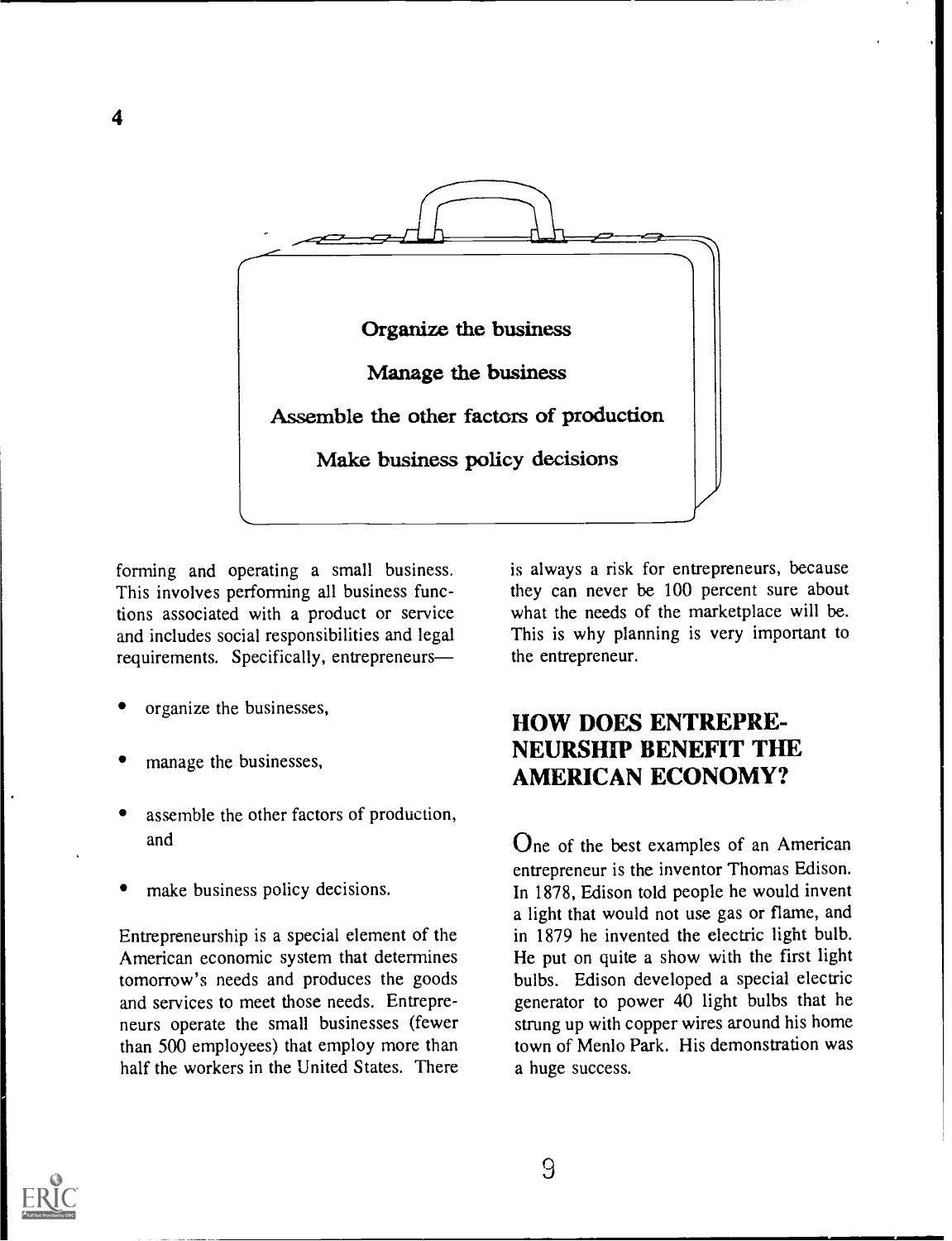Organize the business

Manage the business

Assemble the other factors of production

Make business policy decisions

forming and operating a small business. This involves performing all business functions associated with a product or service and includes social responsibilities and legal requirements. Specifically, entrepreneurs—

- organize the businesses,
- manage the businesses,
- assemble the other factors of production, and
- make business policy decisions.

Entrepreneurship is a special element of the American economic system that determines tomorrow's needs and produces the goods and services to meet those needs. Entrepreneurs operate the small businesses (fewer than 500 employees) that employ more than half the workers in the United States. There is always a risk for entrepreneurs, because they can never be 100 percent sure about what the needs of the marketplace will be. This is why planning is very important to the entrepreneur.

## HOW DOES ENTREPRENEURSHIP BENEFIT THE AMERICAN ECONOMY?

One of the best examples of an American entrepreneur is the inventor Thomas Edison. In 1878, Edison told people he would invent a light that would not use gas or flame, and in 1879 he invented the electric light bulb. He put on quite a show with the first light bulbs. Edison developed a special electric generator to power 40 light bulbs that he strung up with copper wires around his home town of Menlo Park. His demonstration was a huge success.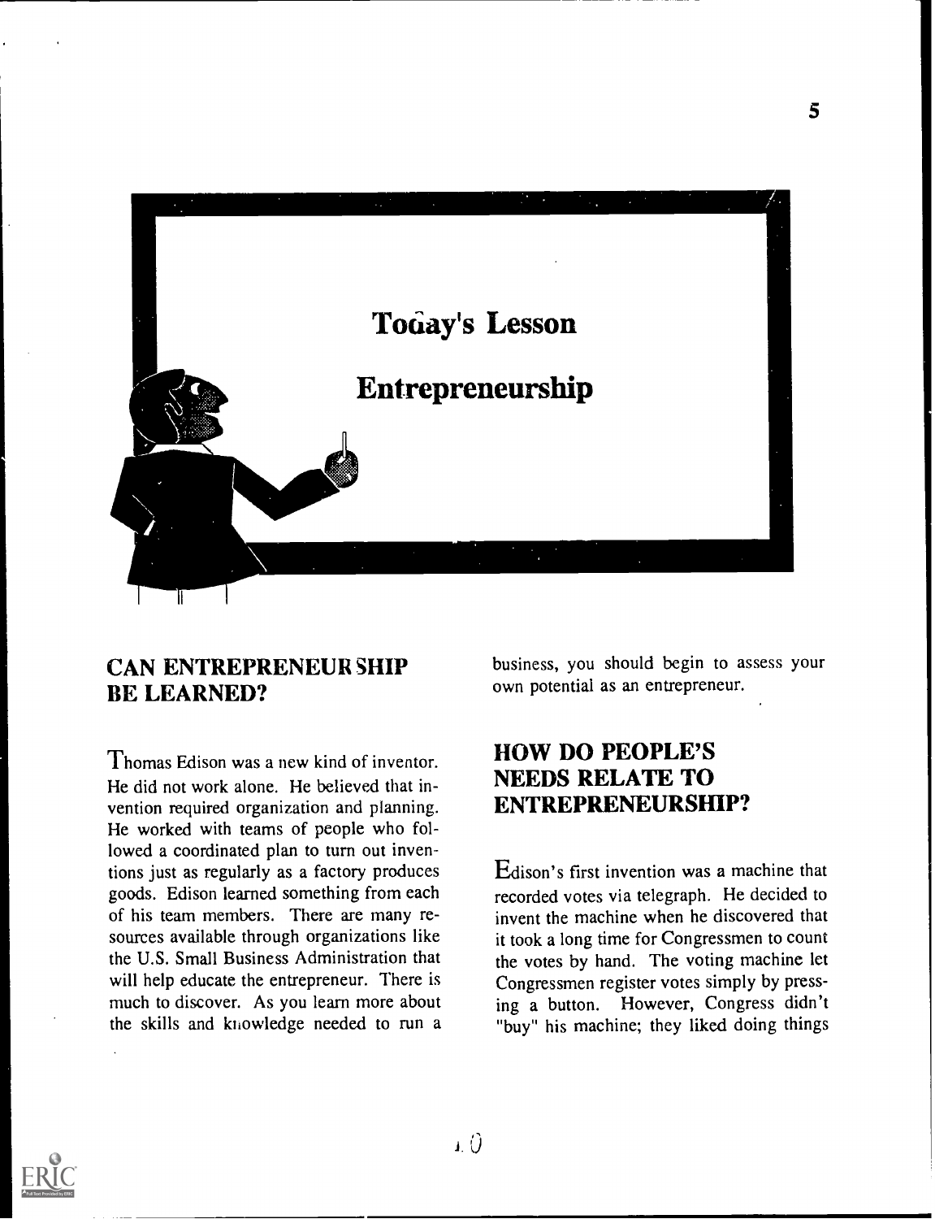Today's Lesson

Entrepreneurship

## CAN ENTREPRENEURSHIP BE LEARNED?

Thomas Edison was a new kind of inventor. He did not work alone. He believed that invention required organization and planning. He worked with teams of people who followed a coordinated plan to turn out inventions just as regularly as a factory produces goods. Edison learned something from each of his team members. There are many resources available through organizations like the U.S. Small Business Administration that will help educate the entrepreneur. There is much to discover. As you learn more about the skills and knowledge needed to run a business, you should begin to assess your own potential as an entrepreneur.

## HOW DO PEOPLE'S NEEDS RELATE TO ENTREPRENEURSHIP?

Edison's first invention was a machine that recorded votes via telegraph. He decided to invent the machine when he discovered that it took a long time for Congressmen to count the votes by hand. The voting machine let Congressmen register votes simply by pressing a button. However, Congress didn't "buy" his machine; they liked doing things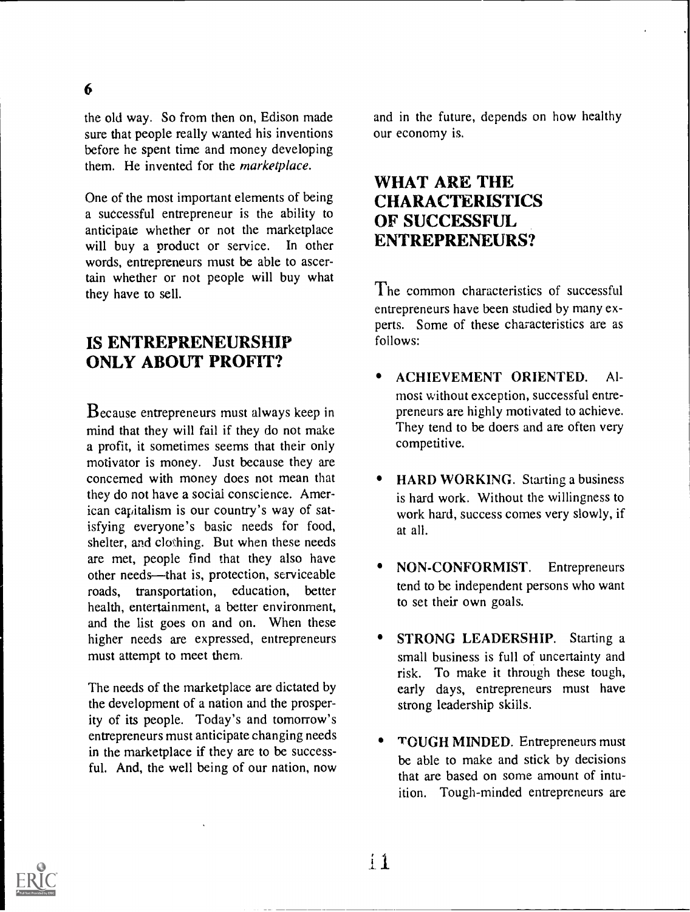the old way. So from then on, Edison made sure that people really wanted his inventions before he spent time and money developing them. He invented for the *marketplace.*

One of the most important elements of being a successful entrepreneur is the ability to anticipate whether or not the marketplace will buy a product or service. In other words, entrepreneurs must be able to ascertain whether or not people will buy what they have to sell.

## IS ENTREPRENEURSHIP ONLY ABOUT PROFIT?

Because entrepreneurs must always keep in mind that they will fail if they do not make a profit, it sometimes seems that their only motivator is money. Just because they are concerned with money does not mean that they do not have a social conscience. American capitalism is our country's way of satisfying everyone's basic needs for food, shelter, and clothing. But when these needs are met, people find that they also have other needs—that is, protection, serviceable roads, transportation, education, better health, entertainment, a better environment, and the list goes on and on. When these higher needs are expressed, entrepreneurs must attempt to meet them.

The needs of the marketplace are dictated by the development of a nation and the prosperity of its people. Today's and tomorrow's entrepreneurs must anticipate changing needs in the marketplace if they are to be successful. And, the well being of our nation, now and in the future, depends on how healthy our economy is.

## WHAT ARE THE CHARACTERISTICS OF SUCCESSFUL ENTREPRENEURS?

The common characteristics of successful entrepreneurs have been studied by many experts. Some of these characteristics are as follows:

- **ACHIEVEMENT ORIENTED.** Almost without exception, successful entrepreneurs are highly motivated to achieve. They tend to be doers and are often very competitive.
- **HARD WORKING.** Starting a business is hard work. Without the willingness to work hard, success comes very slowly, if at all.
- **NON-CONFORMIST.** Entrepreneurs tend to be independent persons who want to set their own goals.
- **STRONG LEADERSHIP.** Starting a small business is full of uncertainty and risk. To make it through these tough, early days, entrepreneurs must have strong leadership skills.
- **TOUGH MINDED.** Entrepreneurs must be able to make and stick by decisions that are based on some amount of intuition. Tough-minded entrepreneurs are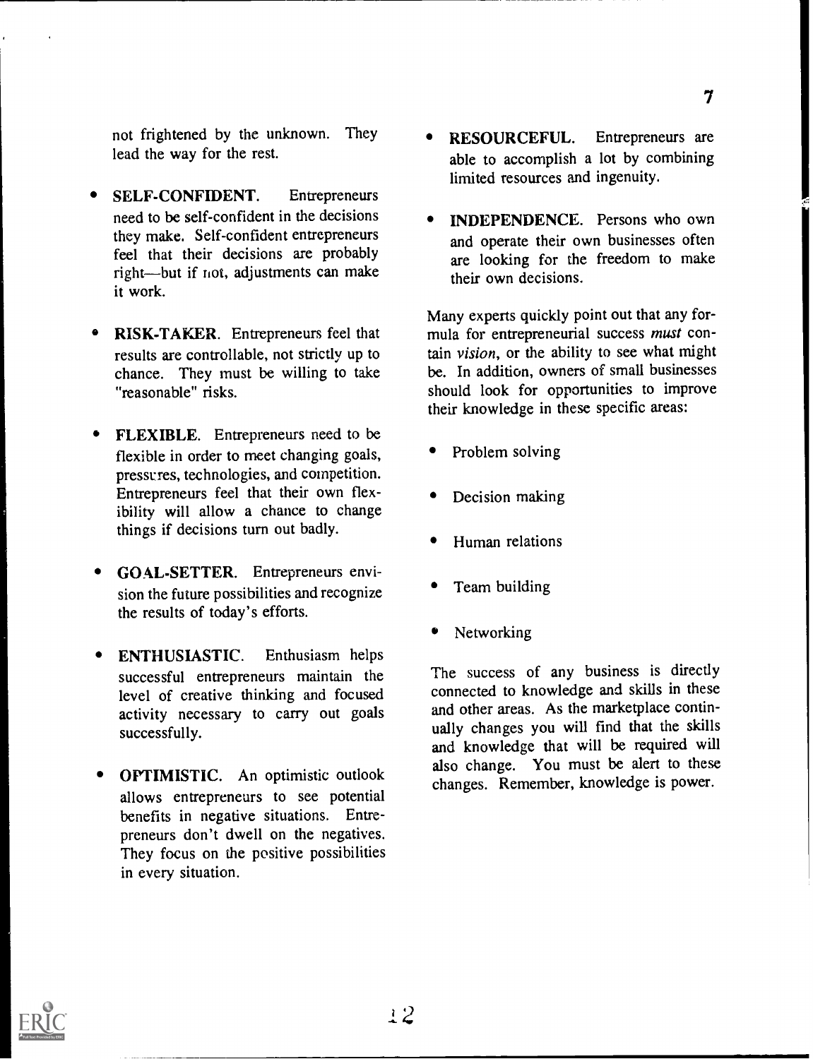not frightened by the unknown. They lead the way for the rest.

- **SELF-CONFIDENT.** Entrepreneurs need to be self-confident in the decisions they make. Self-confident entrepreneurs feel that their decisions are probably right—but if not, adjustments can make it work.

- **RISK-TAKER.** Entrepreneurs feel that results are controllable, not strictly up to chance. They must be willing to take "reasonable" risks.

- **FLEXIBLE.** Entrepreneurs need to be flexible in order to meet changing goals, pressures, technologies, and competition. Entrepreneurs feel that their own flexibility will allow a chance to change things if decisions turn out badly.

- **GOAL-SETTER.** Entrepreneurs envision the future possibilities and recognize the results of today's efforts.

- **ENTHUSIASTIC.** Enthusiasm helps successful entrepreneurs maintain the level of creative thinking and focused activity necessary to carry out goals successfully.

- **OPTIMISTIC.** An optimistic outlook allows entrepreneurs to see potential benefits in negative situations. Entrepreneurs don't dwell on the negatives. They focus on the positive possibilities in every situation.

- **RESOURCEFUL.** Entrepreneurs are able to accomplish a lot by combining limited resources and ingenuity.

- **INDEPENDENCE.** Persons who own and operate their own businesses often are looking for the freedom to make their own decisions.

Many experts quickly point out that any formula for entrepreneurial success *must* contain *vision*, or the ability to see what might be. In addition, owners of small businesses should look for opportunities to improve their knowledge in these specific areas:

- Problem solving
- Decision making
- Human relations
- Team building
- Networking

The success of any business is directly connected to knowledge and skills in these and other areas. As the marketplace continually changes you will find that the skills and knowledge that will be required will also change. You must be alert to these changes. Remember, knowledge is power.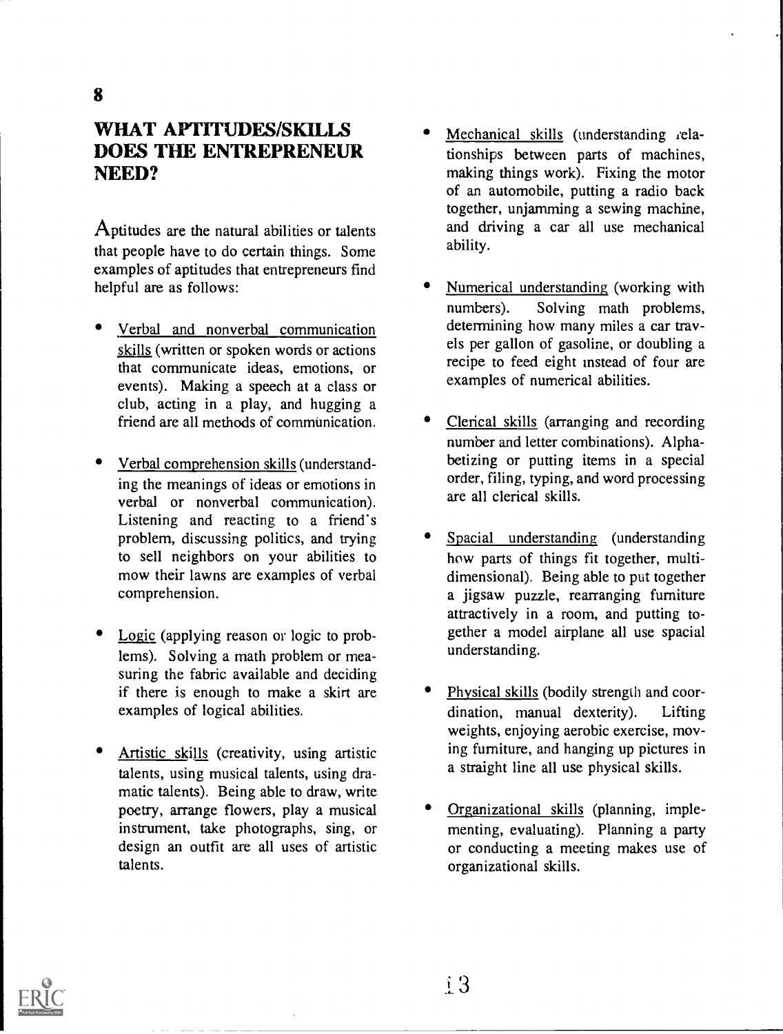## WHAT APTITUDES/SKILLS DOES THE ENTREPRENEUR NEED?

Aptitudes are the natural abilities or talents that people have to do certain things. Some examples of aptitudes that entrepreneurs find helpful are as follows:

- Verbal and nonverbal communication skills (written or spoken words or actions that communicate ideas, emotions, or events). Making a speech at a class or club, acting in a play, and hugging a friend are all methods of communication.

- Verbal comprehension skills (understanding the meanings of ideas or emotions in verbal or nonverbal communication). Listening and reacting to a friend's problem, discussing politics, and trying to sell neighbors on your abilities to mow their lawns are examples of verbal comprehension.

- Logic (applying reason or logic to problems). Solving a math problem or measuring the fabric available and deciding if there is enough to make a skirt are examples of logical abilities.

- Artistic skills (creativity, using artistic talents, using musical talents, using dramatic talents). Being able to draw, write poetry, arrange flowers, play a musical instrument, take photographs, sing, or design an outfit are all uses of artistic talents.

- Mechanical skills (understanding relationships between parts of machines, making things work). Fixing the motor of an automobile, putting a radio back together, unjamming a sewing machine, and driving a car all use mechanical ability.

- Numerical understanding (working with numbers). Solving math problems, determining how many miles a car travels per gallon of gasoline, or doubling a recipe to feed eight instead of four are examples of numerical abilities.

- Clerical skills (arranging and recording number and letter combinations). Alphabetizing or putting items in a special order, filing, typing, and word processing are all clerical skills.

- Spacial understanding (understanding how parts of things fit together, multidimensional). Being able to put together a jigsaw puzzle, rearranging furniture attractively in a room, and putting together a model airplane all use spacial understanding.

- Physical skills (bodily strength and coordination, manual dexterity). Lifting weights, enjoying aerobic exercise, moving furniture, and hanging up pictures in a straight line all use physical skills.

- Organizational skills (planning, implementing, evaluating). Planning a party or conducting a meeting makes use of organizational skills.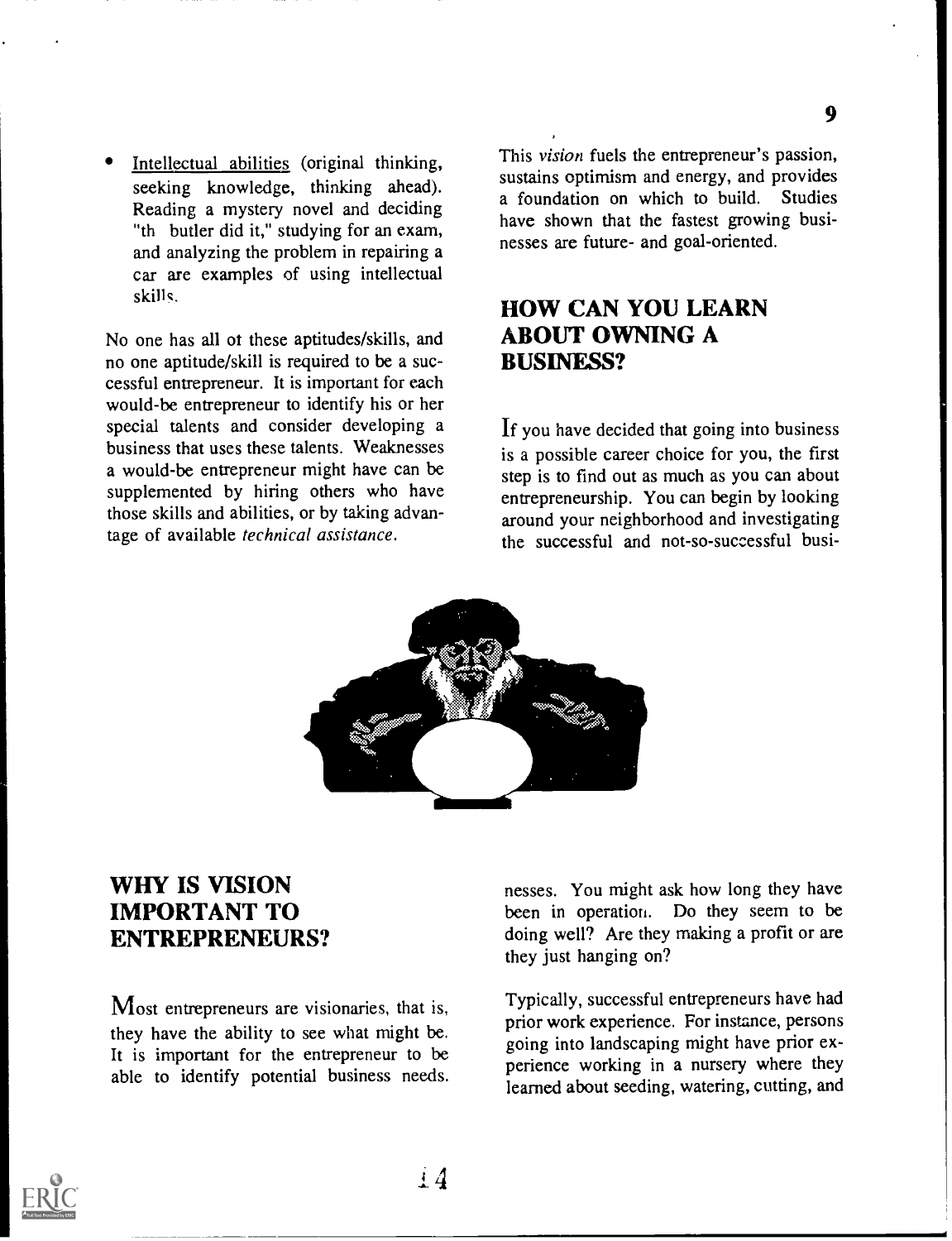- Intellectual abilities (original thinking, seeking knowledge, thinking ahead). Reading a mystery novel and deciding "th butler did it," studying for an exam, and analyzing the problem in repairing a car are examples of using intellectual skills.

No one has all ot these aptitudes/skills, and no one aptitude/skill is required to be a successful entrepreneur. It is important for each would-be entrepreneur to identify his or her special talents and consider developing a business that uses these talents. Weaknesses a would-be entrepreneur might have can be supplemented by hiring others who have those skills and abilities, or by taking advantage of available *technical assistance*.

## WHY IS VISION IMPORTANT TO ENTREPRENEURS?

Most entrepreneurs are visionaries, that is, they have the ability to see what might be. It is important for the entrepreneur to be able to identify potential business needs. This *vision* fuels the entrepreneur's passion, sustains optimism and energy, and provides a foundation on which to build. Studies have shown that the fastest growing businesses are future- and goal-oriented.

## HOW CAN YOU LEARN ABOUT OWNING A BUSINESS?

If you have decided that going into business is a possible career choice for you, the first step is to find out as much as you can about entrepreneurship. You can begin by looking around your neighborhood and investigating the successful and not-so-successful businesses. You might ask how long they have been in operation. Do they seem to be doing well? Are they making a profit or are they just hanging on?

Typically, successful entrepreneurs have had prior work experience. For instance, persons going into landscaping might have prior experience working in a nursery where they learned about seeding, watering, cutting, and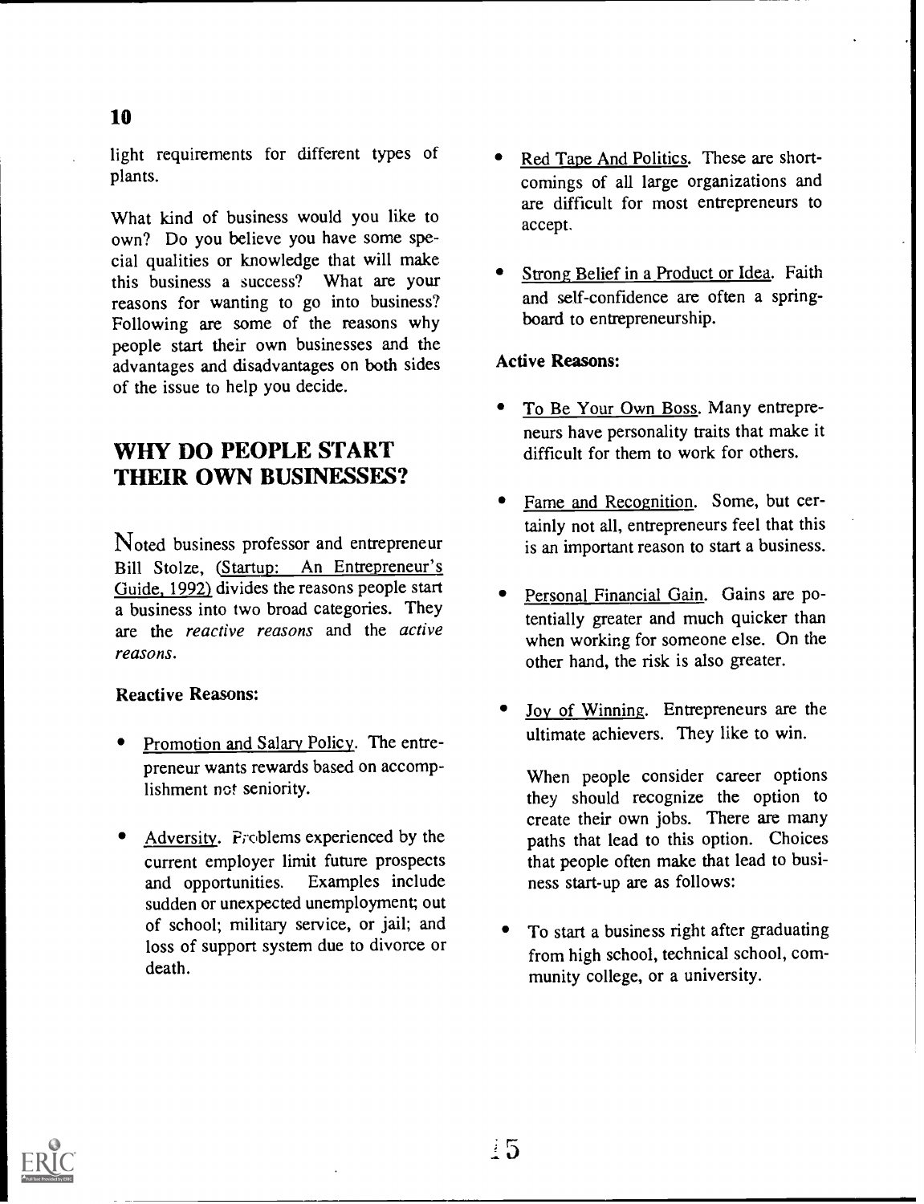light requirements for different types of plants.

What kind of business would you like to own? Do you believe you have some special qualities or knowledge that will make this business a success? What are your reasons for wanting to go into business? Following are some of the reasons why people start their own businesses and the advantages and disadvantages on both sides of the issue to help you decide.

## WHY DO PEOPLE START THEIR OWN BUSINESSES?

Noted business professor and entrepreneur Bill Stolze, (Startup: An Entrepreneur's Guide, 1992) divides the reasons people start a business into two broad categories. They are the *reactive reasons* and the *active reasons*.

**Reactive Reasons:**

- Promotion and Salary Policy. The entrepreneur wants rewards based on accomplishment not seniority.
- Adversity. Problems experienced by the current employer limit future prospects and opportunities. Examples include sudden or unexpected unemployment; out of school; military service, or jail; and loss of support system due to divorce or death.
- Red Tape And Politics. These are shortcomings of all large organizations and are difficult for most entrepreneurs to accept.
- Strong Belief in a Product or Idea. Faith and self-confidence are often a springboard to entrepreneurship.

**Active Reasons:**

- To Be Your Own Boss. Many entrepreneurs have personality traits that make it difficult for them to work for others.
- Fame and Recognition. Some, but certainly not all, entrepreneurs feel that this is an important reason to start a business.
- Personal Financial Gain. Gains are potentially greater and much quicker than when working for someone else. On the other hand, the risk is also greater.
- Joy of Winning. Entrepreneurs are the ultimate achievers. They like to win.

  When people consider career options they should recognize the option to create their own jobs. There are many paths that lead to this option. Choices that people often make that lead to business start-up are as follows:

- To start a business right after graduating from high school, technical school, community college, or a university.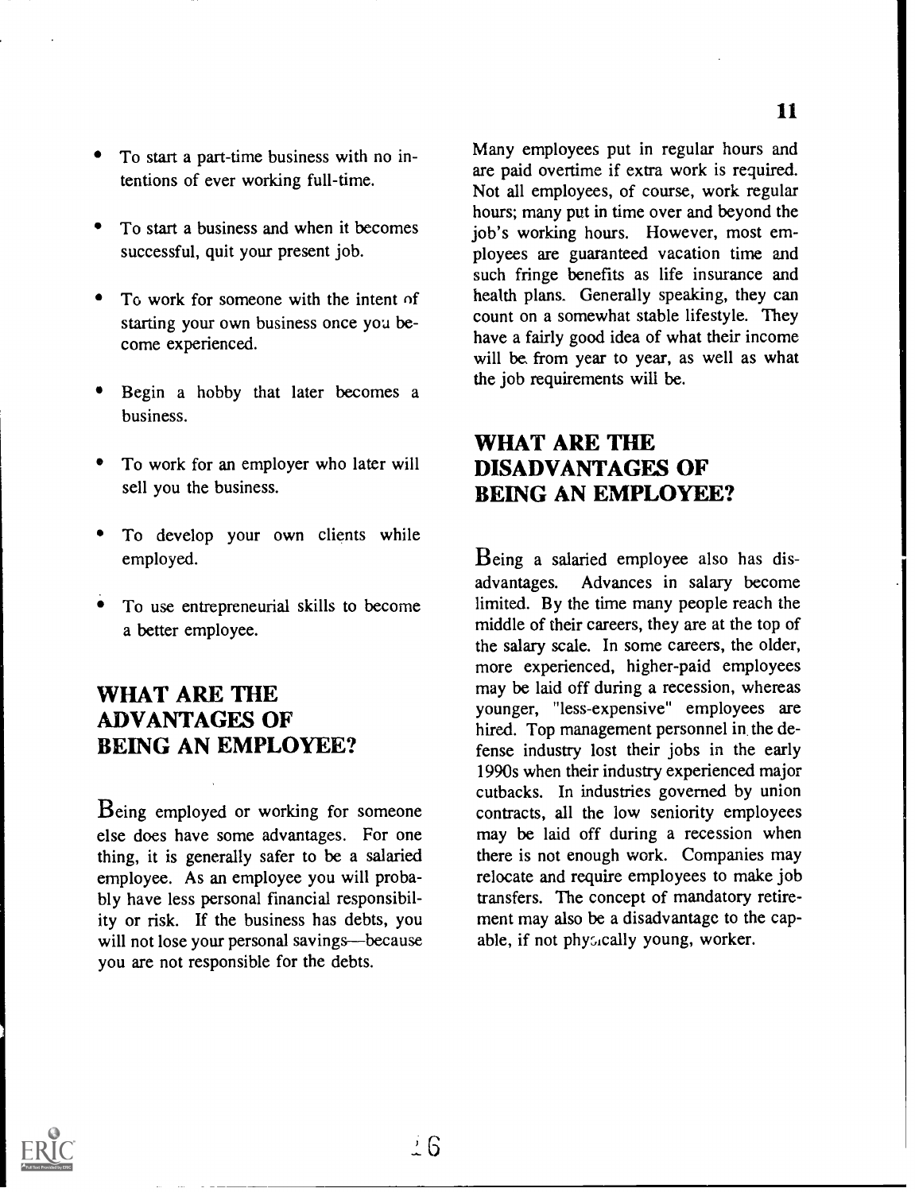- To start a part-time business with no intentions of ever working full-time.
- To start a business and when it becomes successful, quit your present job.
- To work for someone with the intent of starting your own business once you become experienced.
- Begin a hobby that later becomes a business.
- To work for an employer who later will sell you the business.
- To develop your own clients while employed.
- To use entrepreneurial skills to become a better employee.

## WHAT ARE THE ADVANTAGES OF BEING AN EMPLOYEE?

Being employed or working for someone else does have some advantages. For one thing, it is generally safer to be a salaried employee. As an employee you will probably have less personal financial responsibility or risk. If the business has debts, you will not lose your personal savings—because you are not responsible for the debts.

Many employees put in regular hours and are paid overtime if extra work is required. Not all employees, of course, work regular hours; many put in time over and beyond the job's working hours. However, most employees are guaranteed vacation time and such fringe benefits as life insurance and health plans. Generally speaking, they can count on a somewhat stable lifestyle. They have a fairly good idea of what their income will be from year to year, as well as what the job requirements will be.

## WHAT ARE THE DISADVANTAGES OF BEING AN EMPLOYEE?

Being a salaried employee also has disadvantages. Advances in salary become limited. By the time many people reach the middle of their careers, they are at the top of the salary scale. In some careers, the older, more experienced, higher-paid employees may be laid off during a recession, whereas younger, "less-expensive" employees are hired. Top management personnel in the defense industry lost their jobs in the early 1990s when their industry experienced major cutbacks. In industries governed by union contracts, all the low seniority employees may be laid off during a recession when there is not enough work. Companies may relocate and require employees to make job transfers. The concept of mandatory retirement may also be a disadvantage to the capable, if not physically young, worker.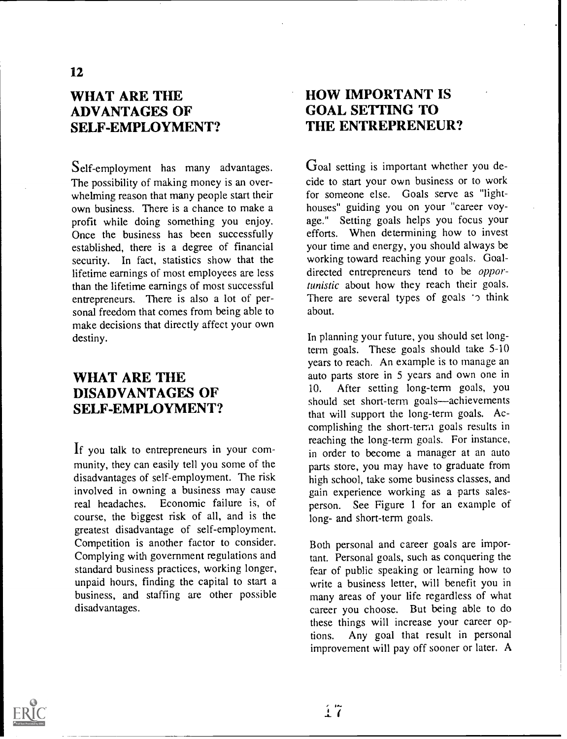## WHAT ARE THE ADVANTAGES OF SELF-EMPLOYMENT?

Self-employment has many advantages. The possibility of making money is an overwhelming reason that many people start their own business. There is a chance to make a profit while doing something you enjoy. Once the business has been successfully established, there is a degree of financial security. In fact, statistics show that the lifetime earnings of most employees are less than the lifetime earnings of most successful entrepreneurs. There is also a lot of personal freedom that comes from being able to make decisions that directly affect your own destiny.

## WHAT ARE THE DISADVANTAGES OF SELF-EMPLOYMENT?

If you talk to entrepreneurs in your community, they can easily tell you some of the disadvantages of self-employment. The risk involved in owning a business may cause real headaches. Economic failure is, of course, the biggest risk of all, and is the greatest disadvantage of self-employment. Competition is another factor to consider. Complying with government regulations and standard business practices, working longer, unpaid hours, finding the capital to start a business, and staffing are other possible disadvantages.

## HOW IMPORTANT IS GOAL SETTING TO THE ENTREPRENEUR?

Goal setting is important whether you decide to start your own business or to work for someone else. Goals serve as "lighthouses" guiding you on your "career voyage." Setting goals helps you focus your efforts. When determining how to invest your time and energy, you should always be working toward reaching your goals. Goal-directed entrepreneurs tend to be *opportunistic* about how they reach their goals. There are several types of goals to think about.

In planning your future, you should set long-term goals. These goals should take 5-10 years to reach. An example is to manage an auto parts store in 5 years and own one in 10. After setting long-term goals, you should set short-term goals—achievements that will support the long-term goals. Accomplishing the short-term goals results in reaching the long-term goals. For instance, in order to become a manager at an auto parts store, you may have to graduate from high school, take some business classes, and gain experience working as a parts salesperson. See Figure 1 for an example of long- and short-term goals.

Both personal and career goals are important. Personal goals, such as conquering the fear of public speaking or learning how to write a business letter, will benefit you in many areas of your life regardless of what career you choose. But being able to do these things will increase your career options. Any goal that result in personal improvement will pay off sooner or later. A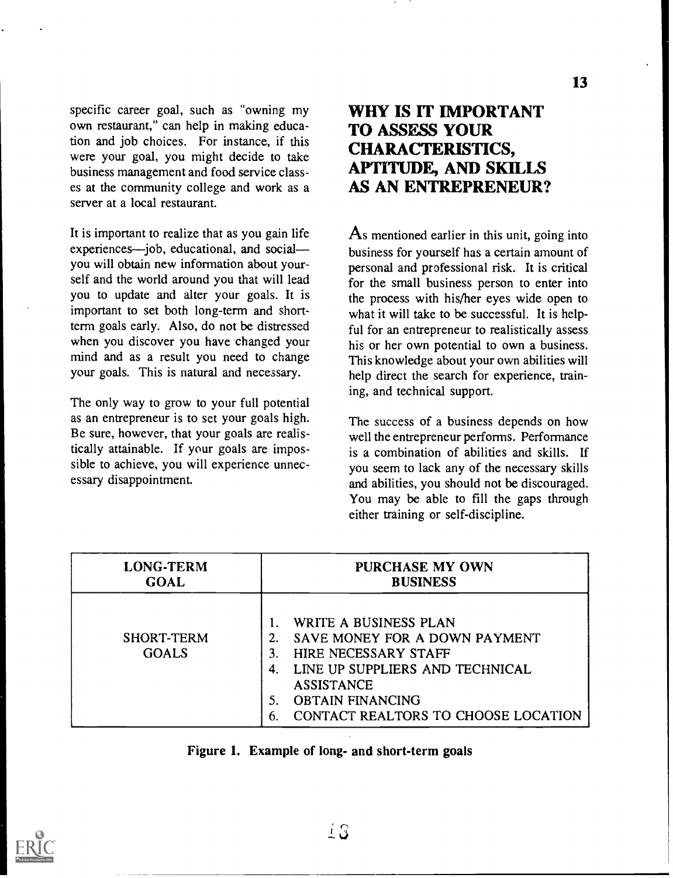specific career goal, such as "owning my own restaurant," can help in making education and job choices. For instance, if this were your goal, you might decide to take business management and food service classes at the community college and work as a server at a local restaurant.

It is important to realize that as you gain life experiences—job, educational, and social—you will obtain new information about yourself and the world around you that will lead you to update and alter your goals. It is important to set both long-term and short-term goals early. Also, do not be distressed when you discover you have changed your mind and as a result you need to change your goals. This is natural and necessary.

The only way to grow to your full potential as an entrepreneur is to set your goals high. Be sure, however, that your goals are realistically attainable. If your goals are impossible to achieve, you will experience unnecessary disappointment.

## WHY IS IT IMPORTANT TO ASSESS YOUR CHARACTERISTICS, APTITUDE, AND SKILLS AS AN ENTREPRENEUR?

As mentioned earlier in this unit, going into business for yourself has a certain amount of personal and professional risk. It is critical for the small business person to enter into the process with his/her eyes wide open to what it will take to be successful. It is helpful for an entrepreneur to realistically assess his or her own potential to own a business. This knowledge about your own abilities will help direct the search for experience, training, and technical support.

The success of a business depends on how well the entrepreneur performs. Performance is a combination of abilities and skills. If you seem to lack any of the necessary skills and abilities, you should not be discouraged. You may be able to fill the gaps through either training or self-discipline.

| LONG-TERM GOAL | PURCHASE MY OWN BUSINESS |
|---|---|
| SHORT-TERM GOALS | 1. WRITE A BUSINESS PLAN<br>2. SAVE MONEY FOR A DOWN PAYMENT<br>3. HIRE NECESSARY STAFF<br>4. LINE UP SUPPLIERS AND TECHNICAL ASSISTANCE<br>5. OBTAIN FINANCING<br>6. CONTACT REALTORS TO CHOOSE LOCATION |

**Figure 1. Example of long- and short-term goals**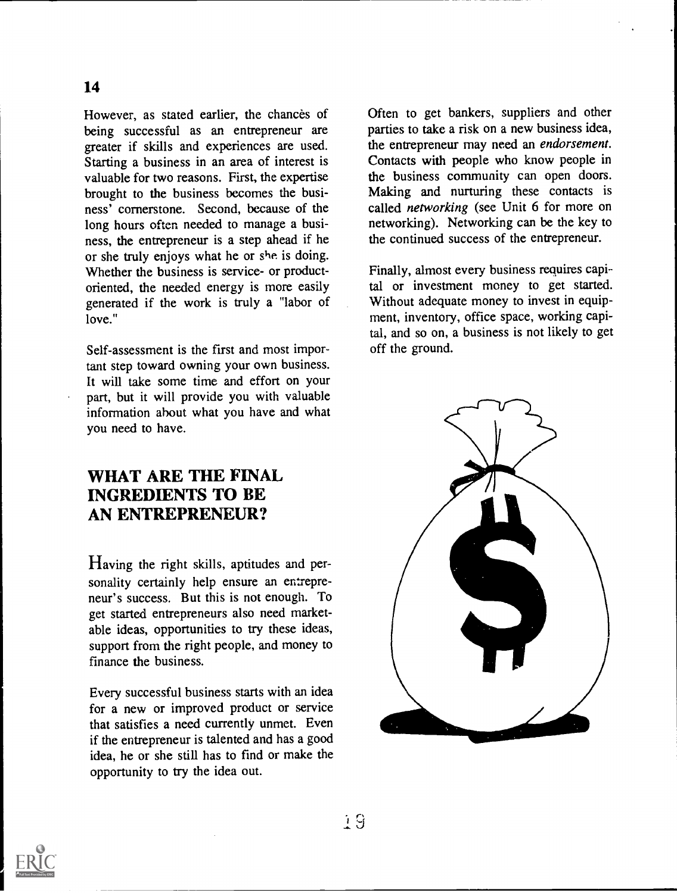However, as stated earlier, the chances of being successful as an entrepreneur are greater if skills and experiences are used. Starting a business in an area of interest is valuable for two reasons. First, the expertise brought to the business becomes the business' cornerstone. Second, because of the long hours often needed to manage a business, the entrepreneur is a step ahead if he or she truly enjoys what he or she is doing. Whether the business is service- or product-oriented, the needed energy is more easily generated if the work is truly a "labor of love."

Self-assessment is the first and most important step toward owning your own business. It will take some time and effort on your part, but it will provide you with valuable information about what you have and what you need to have.

## WHAT ARE THE FINAL INGREDIENTS TO BE AN ENTREPRENEUR?

Having the right skills, aptitudes and personality certainly help ensure an entrepreneur's success. But this is not enough. To get started entrepreneurs also need marketable ideas, opportunities to try these ideas, support from the right people, and money to finance the business.

Every successful business starts with an idea for a new or improved product or service that satisfies a need currently unmet. Even if the entrepreneur is talented and has a good idea, he or she still has to find or make the opportunity to try the idea out.

Often to get bankers, suppliers and other parties to take a risk on a new business idea, the entrepreneur may need an *endorsement*. Contacts with people who know people in the business community can open doors. Making and nurturing these contacts is called *networking* (see Unit 6 for more on networking). Networking can be the key to the continued success of the entrepreneur.

Finally, almost every business requires capital or investment money to get started. Without adequate money to invest in equipment, inventory, office space, working capital, and so on, a business is not likely to get off the ground.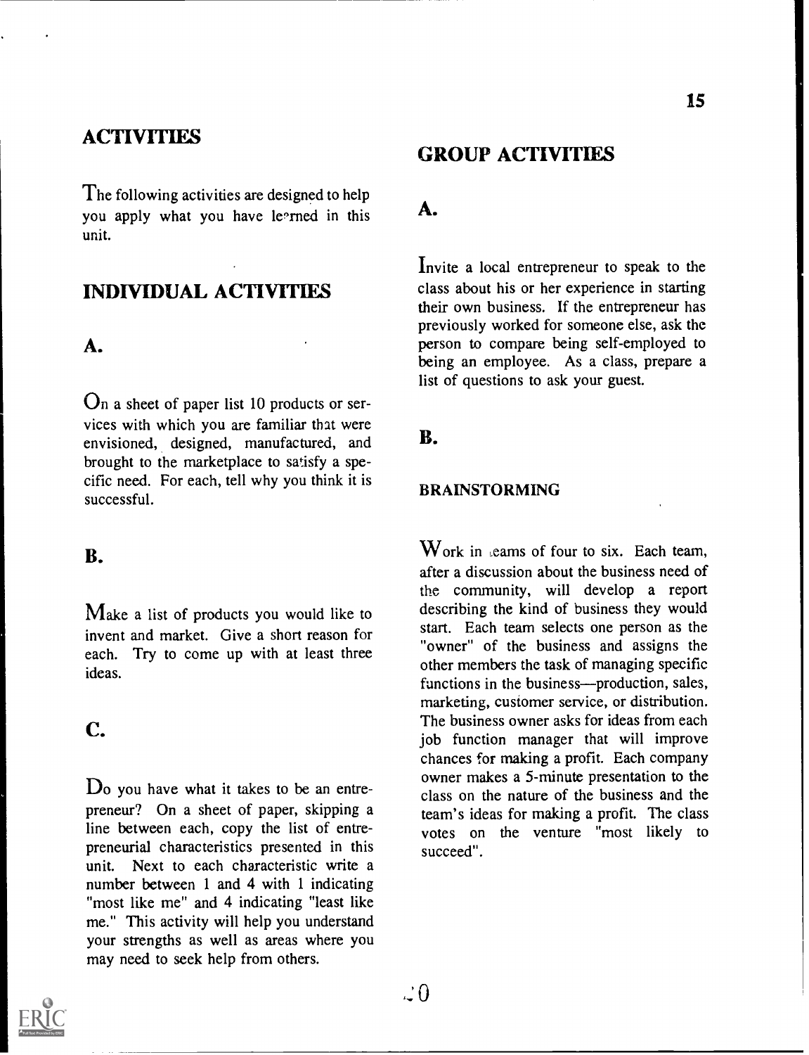## ACTIVITIES

The following activities are designed to help you apply what you have le^rned in this unit.

## INDIVIDUAL ACTIVITIES

### A.

On a sheet of paper list 10 products or services with which you are familiar that were envisioned, designed, manufactured, and brought to the marketplace to satisfy a specific need. For each, tell why you think it is successful.

### B.

Make a list of products you would like to invent and market. Give a short reason for each. Try to come up with at least three ideas.

### C.

Do you have what it takes to be an entrepreneur? On a sheet of paper, skipping a line between each, copy the list of entrepreneurial characteristics presented in this unit. Next to each characteristic write a number between 1 and 4 with 1 indicating "most like me" and 4 indicating "least like me." This activity will help you understand your strengths as well as areas where you may need to seek help from others.

## GROUP ACTIVITIES

### A.

Invite a local entrepreneur to speak to the class about his or her experience in starting their own business. If the entrepreneur has previously worked for someone else, ask the person to compare being self-employed to being an employee. As a class, prepare a list of questions to ask your guest.

### B.

#### BRAINSTORMING

Work in teams of four to six. Each team, after a discussion about the business need of the community, will develop a report describing the kind of business they would start. Each team selects one person as the "owner" of the business and assigns the other members the task of managing specific functions in the business—production, sales, marketing, customer service, or distribution. The business owner asks for ideas from each job function manager that will improve chances for making a profit. Each company owner makes a 5-minute presentation to the class on the nature of the business and the team's ideas for making a profit. The class votes on the venture "most likely to succeed".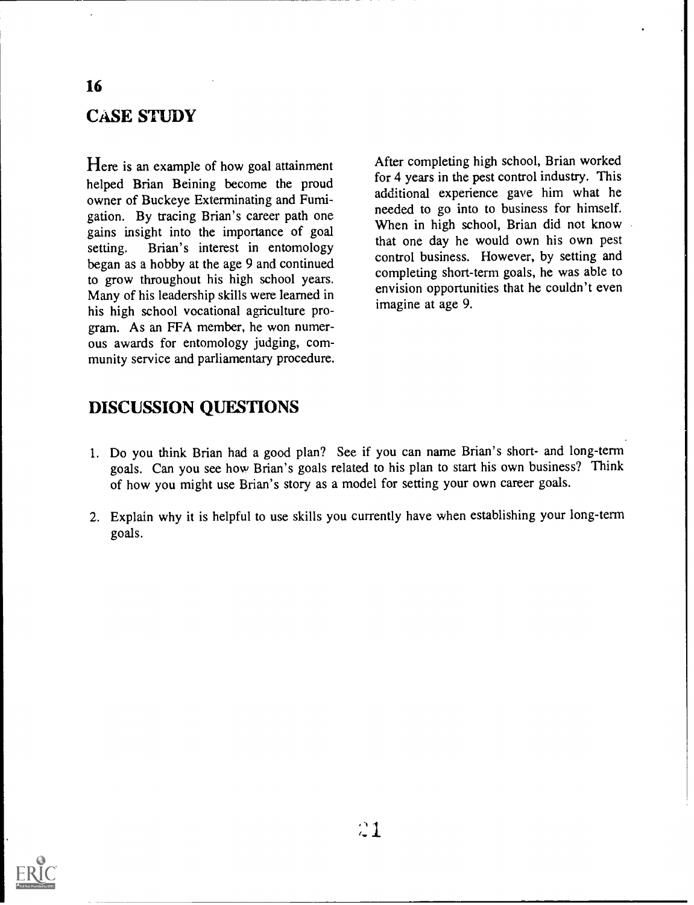## CASE STUDY

Here is an example of how goal attainment helped Brian Beining become the proud owner of Buckeye Exterminating and Fumigation. By tracing Brian's career path one gains insight into the importance of goal setting. Brian's interest in entomology began as a hobby at the age 9 and continued to grow throughout his high school years. Many of his leadership skills were learned in his high school vocational agriculture program. As an FFA member, he won numerous awards for entomology judging, community service and parliamentary procedure.

After completing high school, Brian worked for 4 years in the pest control industry. This additional experience gave him what he needed to go into to business for himself. When in high school, Brian did not know that one day he would own his own pest control business. However, by setting and completing short-term goals, he was able to envision opportunities that he couldn't even imagine at age 9.

## DISCUSSION QUESTIONS

1. Do you think Brian had a good plan? See if you can name Brian's short- and long-term goals. Can you see how Brian's goals related to his plan to start his own business? Think of how you might use Brian's story as a model for setting your own career goals.

2. Explain why it is helpful to use skills you currently have when establishing your long-term goals.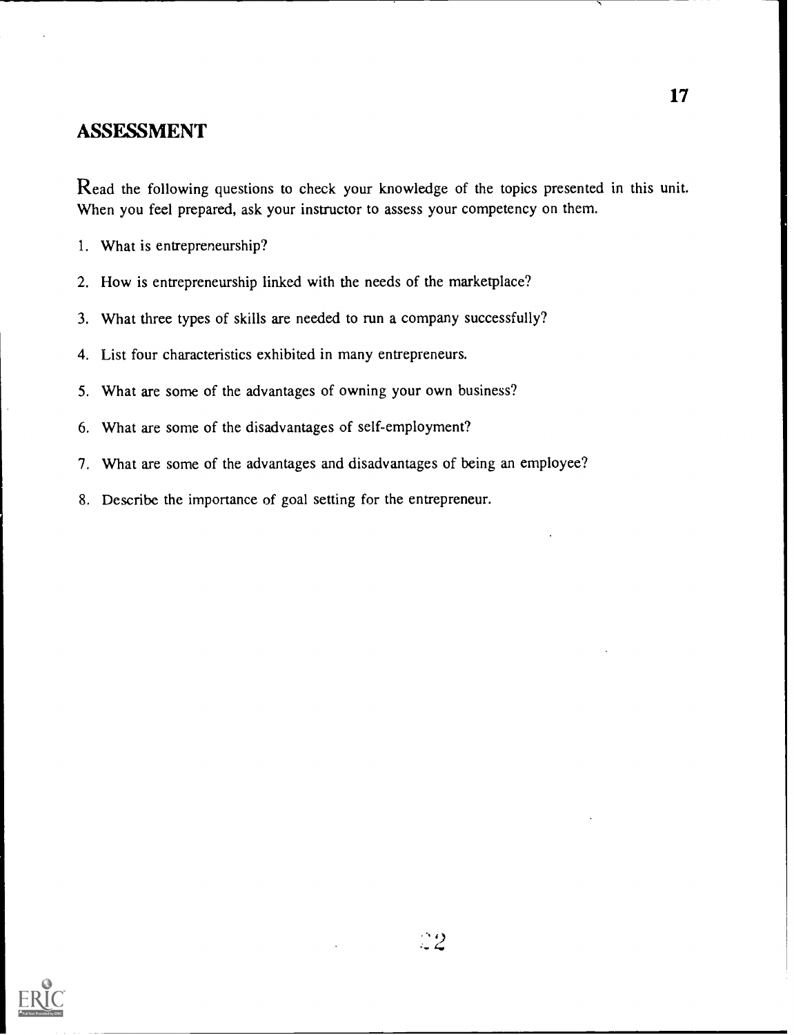## ASSESSMENT

Read the following questions to check your knowledge of the topics presented in this unit. When you feel prepared, ask your instructor to assess your competency on them.

1. What is entrepreneurship?
2. How is entrepreneurship linked with the needs of the marketplace?
3. What three types of skills are needed to run a company successfully?
4. List four characteristics exhibited in many entrepreneurs.
5. What are some of the advantages of owning your own business?
6. What are some of the disadvantages of self-employment?
7. What are some of the advantages and disadvantages of being an employee?
8. Describe the importance of goal setting for the entrepreneur.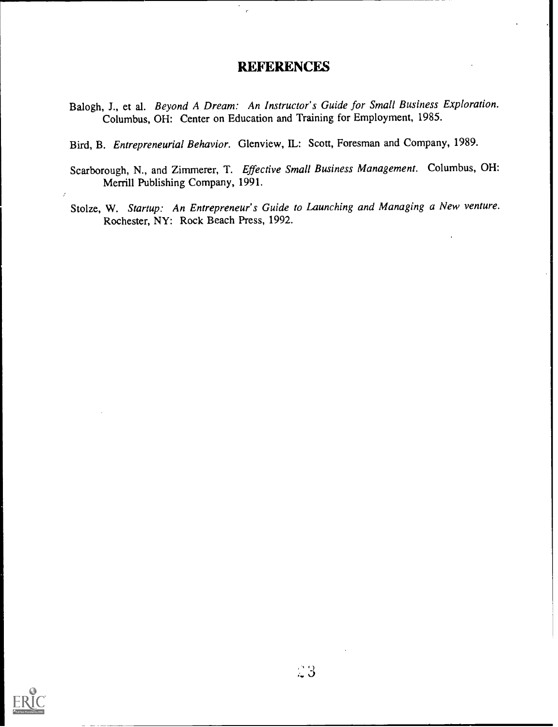# REFERENCES

Balogh, J., et al. *Beyond A Dream: An Instructor's Guide for Small Business Exploration.* Columbus, OH: Center on Education and Training for Employment, 1985.

Bird, B. *Entrepreneurial Behavior.* Glenview, IL: Scott, Foresman and Company, 1989.

Scarborough, N., and Zimmerer, T. *Effective Small Business Management.* Columbus, OH: Merrill Publishing Company, 1991.

Stolze, W. *Startup: An Entrepreneur's Guide to Launching and Managing a New venture.* Rochester, NY: Rock Beach Press, 1992.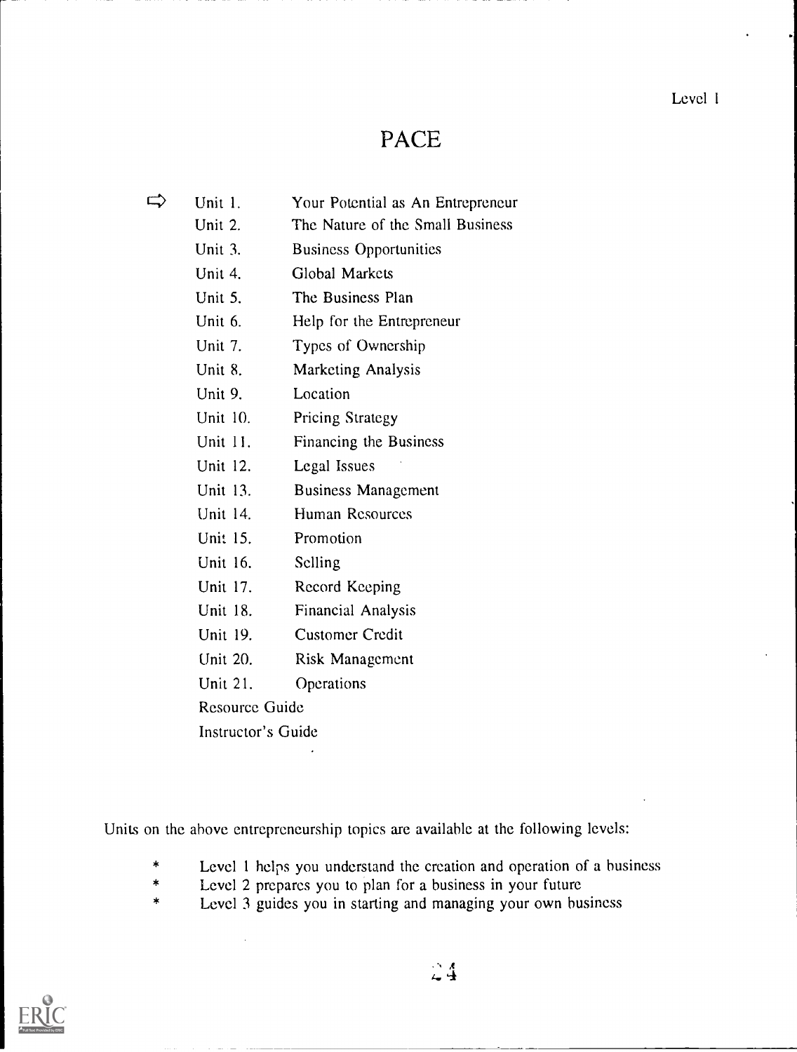Level 1

# PACE

| | |
|---|---|
| ⇨ Unit 1. | Your Potential as An Entrepreneur |
| Unit 2. | The Nature of the Small Business |
| Unit 3. | Business Opportunities |
| Unit 4. | Global Markets |
| Unit 5. | The Business Plan |
| Unit 6. | Help for the Entrepreneur |
| Unit 7. | Types of Ownership |
| Unit 8. | Marketing Analysis |
| Unit 9. | Location |
| Unit 10. | Pricing Strategy |
| Unit 11. | Financing the Business |
| Unit 12. | Legal Issues |
| Unit 13. | Business Management |
| Unit 14. | Human Resources |
| Unit 15. | Promotion |
| Unit 16. | Selling |
| Unit 17. | Record Keeping |
| Unit 18. | Financial Analysis |
| Unit 19. | Customer Credit |
| Unit 20. | Risk Management |
| Unit 21. | Operations |
| Resource Guide | |
| Instructor's Guide | |

Units on the above entrepreneurship topics are available at the following levels:

- Level 1 helps you understand the creation and operation of a business
- Level 2 prepares you to plan for a business in your future
- Level 3 guides you in starting and managing your own business